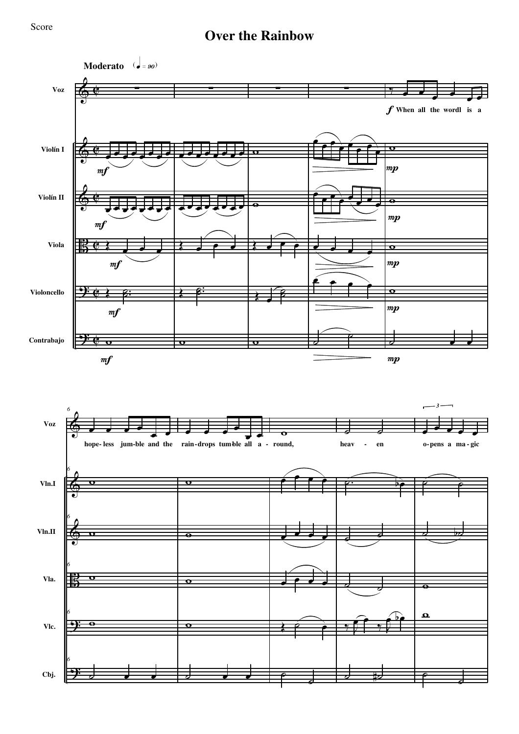Score

# Over the Rainbow

**Moderato** (♩ = 90)

Voz: *f* When all the wordl is a hope- less jum-ble and the rain-drops tum-ble all a - round, heav - en o-pens a ma-gic

Violín I, Violín II, Viola, Violoncello, Contrabajo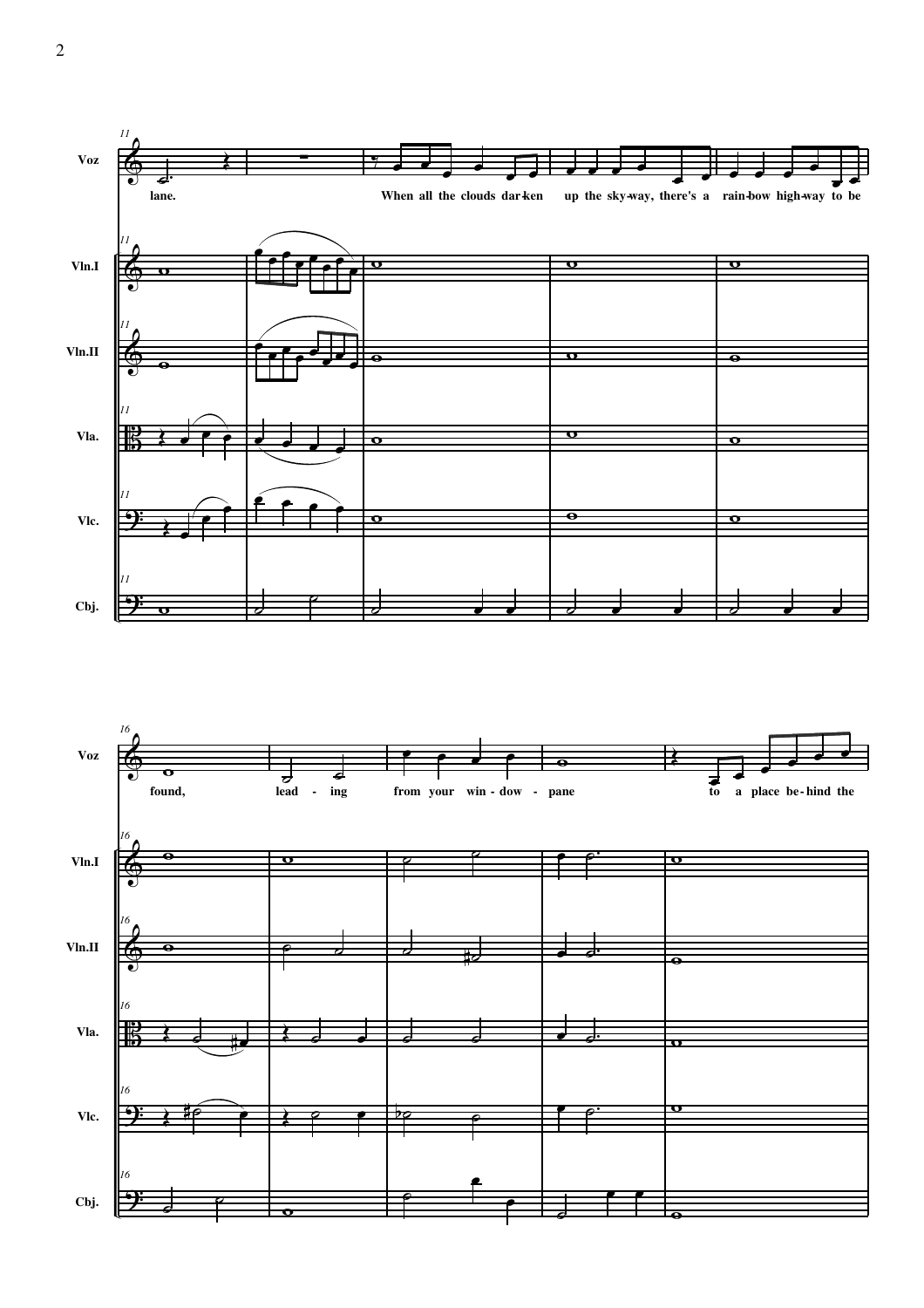Voz

lane.

When all the clouds dar-ken up the sky-way, there's a rain-bow high-way to be

Vln.I

Vln.II

Vla.

Vlc.

Cbj.

Voz

found, lead - ing from your win - dow - pane to a place be-hind the

Vln.I

Vln.II

Vla.

Vlc.

Cbj.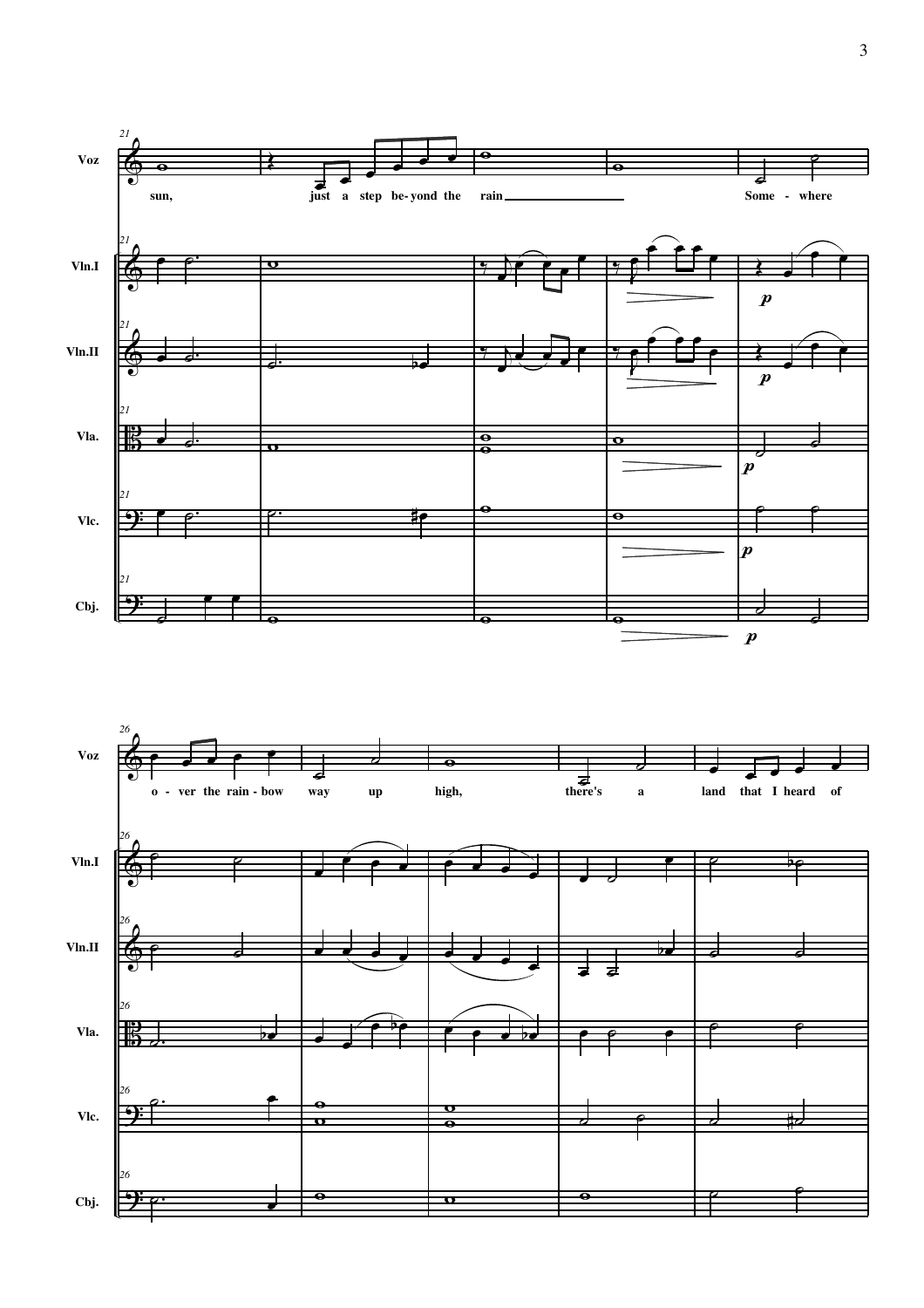Voz

sun, just a step be-yond the rain Some - where

Vln.I

Vln.II

Vla.

Vlc.

Cbj.

Voz

o - ver the rain - bow way up high, there's a land that I heard of

Vln.I

Vln.II

Vla.

Vlc.

Cbj.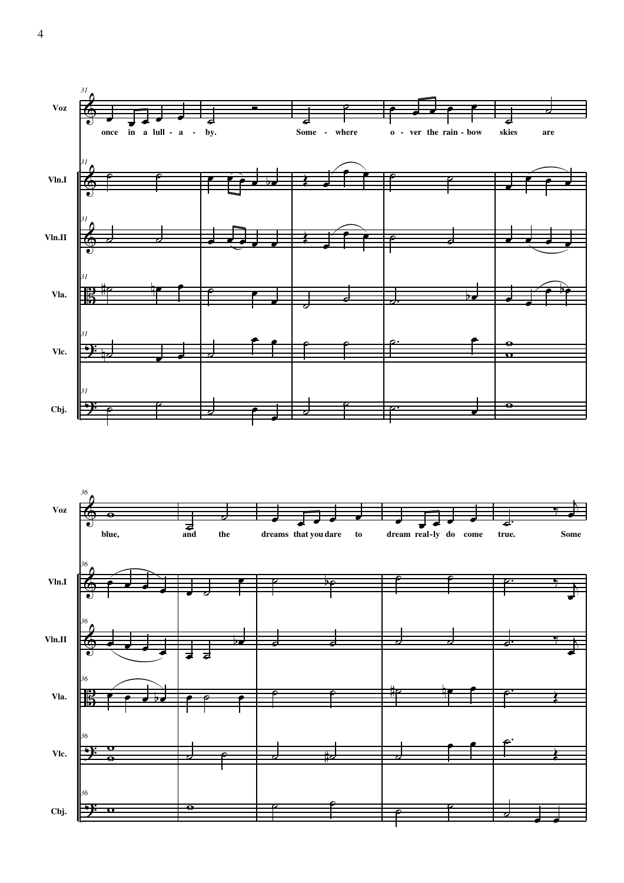Voz

once in a lull - a - by. Some - where o - ver the rain - bow skies are

Vln.I

Vln.II

Vla.

Vlc.

Cbj.

Voz

blue, and the dreams that you dare to dream real - ly do come true. Some

Vln.I

Vln.II

Vla.

Vlc.

Cbj.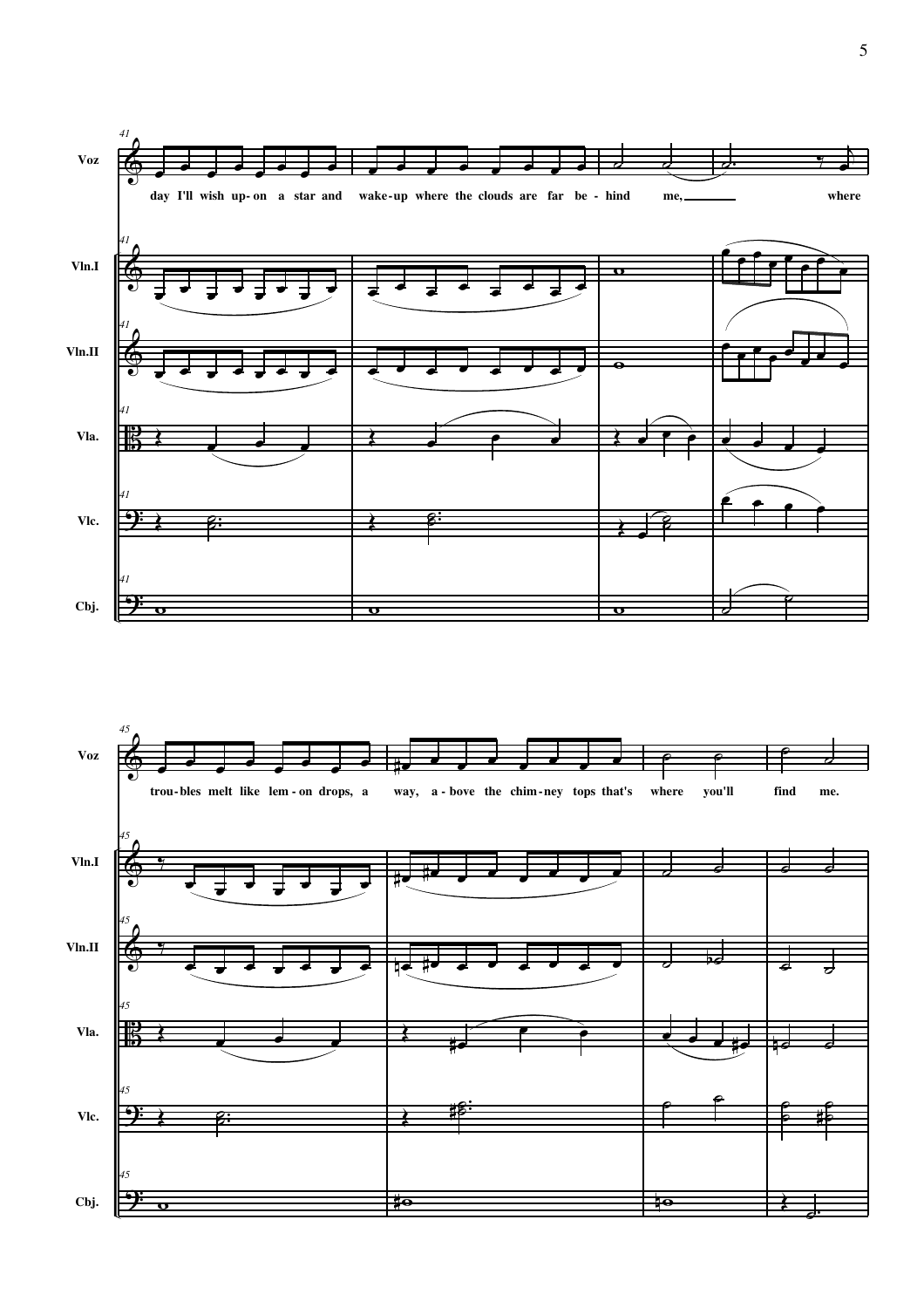Voz

day I'll wish up-on a star and wake-up where the clouds are far be - hind me, where

Vln.I

Vln.II

Vla.

Vlc.

Cbj.

Voz

trou-bles melt like lem - on drops, a way, a - bove the chim-ney tops that's where you'll find me.

Vln.I

Vln.II

Vla.

Vlc.

Cbj.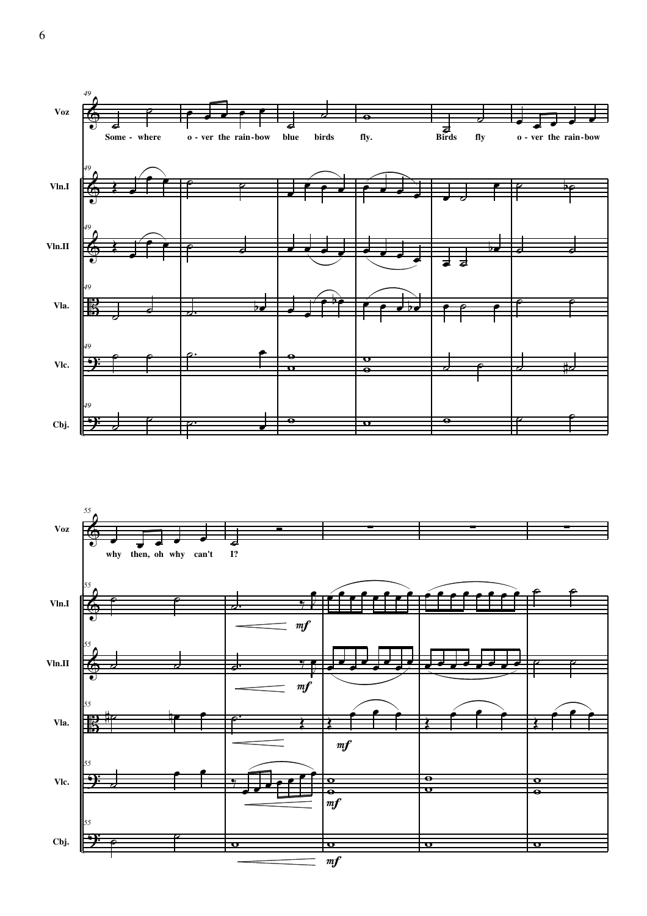Voz

Some - where o - ver the rain - bow blue birds fly. Birds fly o - ver the rain - bow

why then, oh why can't I?

Vln.I

Vln.II

Vla.

Vlc.

Cbj.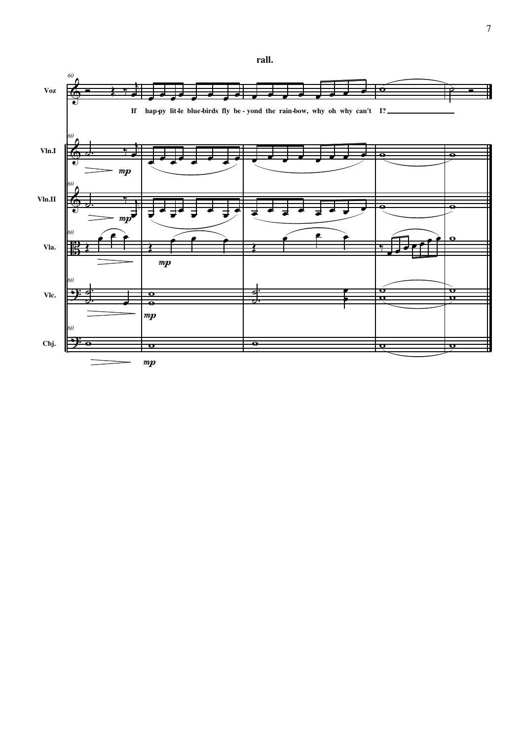rall.

Voz

If hap-py lit-tle blue-birds fly be - yond the rain-bow, why oh why can't I?

Vln.I

Vln.II

Vla.

Vlc.

Cbj.

mp